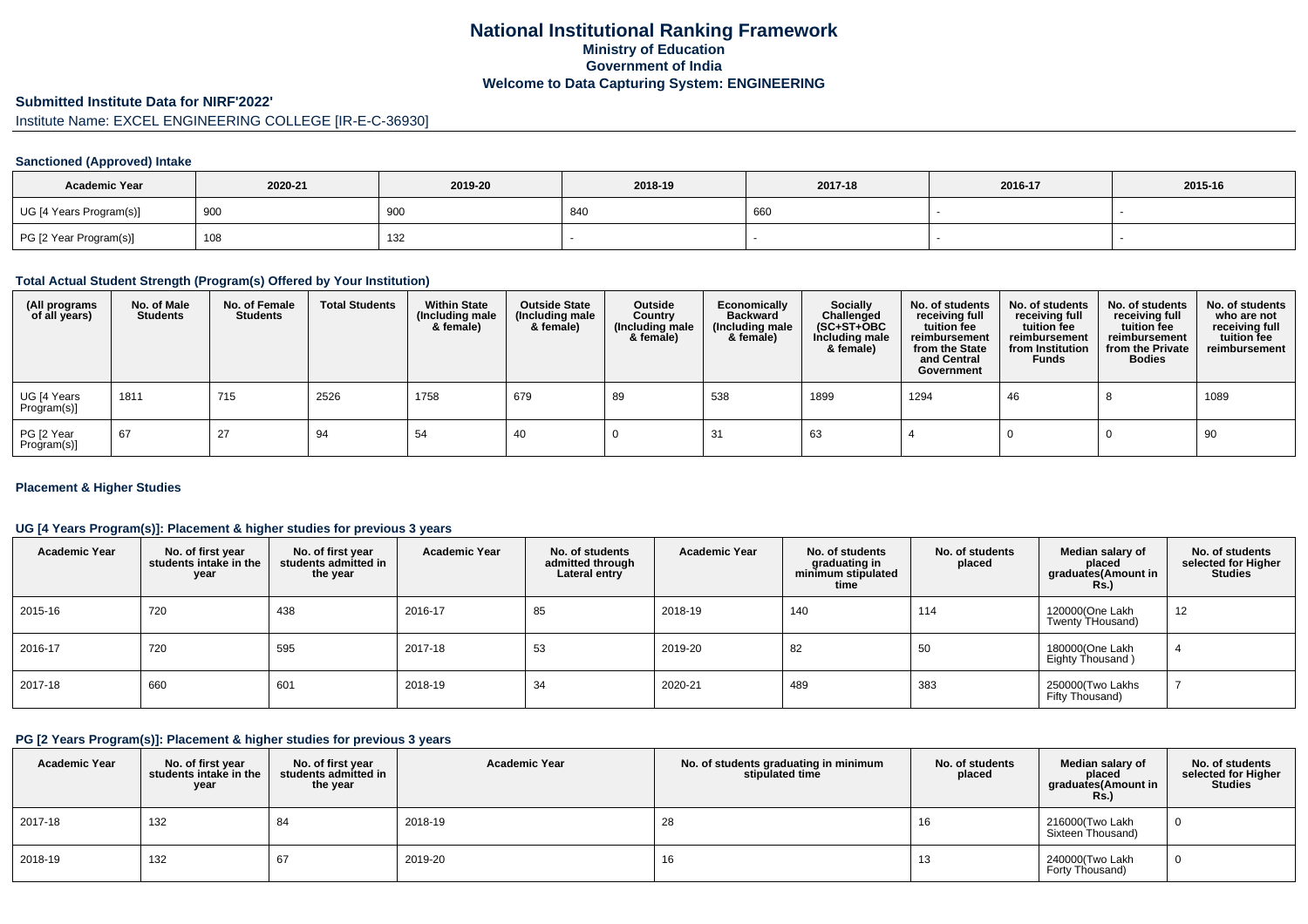# National Institutional Ranking Framework

## Ministry of Education

## Government of India

## Welcome to Data Capturing System: ENGINEERING

### Submitted Institute Data for NIRF'2022'

Institute Name: EXCEL ENGINEERING COLLEGE [IR-E-C-36930]

### Sanctioned (Approved) Intake

| Academic Year | 2020-21 | 2019-20 | 2018-19 | 2017-18 | 2016-17 | 2015-16 |
|---|---|---|---|---|---|---|
| UG [4 Years Program(s)] | 900 | 900 | 840 | 660 | - | - |
| PG [2 Year Program(s)] | 108 | 132 | - | - | - | - |

### Total Actual Student Strength (Program(s) Offered by Your Institution)

| (All programs of all years) | No. of Male Students | No. of Female Students | Total Students | Within State (Including male & female) | Outside State (Including male & female) | Outside Country (Including male & female) | Economically Backward (Including male & female) | Socially Challenged (SC+ST+OBC Including male & female) | No. of students receiving full tuition fee reimbursement from the State and Central Government | No. of students receiving full tuition fee reimbursement from Institution Funds | No. of students receiving full tuition fee reimbursement from the Private Bodies | No. of students who are not receiving full tuition fee reimbursement |
|---|---|---|---|---|---|---|---|---|---|---|---|---|
| UG [4 Years Program(s)] | 1811 | 715 | 2526 | 1758 | 679 | 89 | 538 | 1899 | 1294 | 46 | 8 | 1089 |
| PG [2 Year Program(s)] | 67 | 27 | 94 | 54 | 40 | 0 | 31 | 63 | 4 | 0 | 0 | 90 |

### Placement & Higher Studies

### UG [4 Years Program(s)]: Placement & higher studies for previous 3 years

| Academic Year | No. of first year students intake in the year | No. of first year students admitted in the year | Academic Year | No. of students admitted through Lateral entry | Academic Year | No. of students graduating in minimum stipulated time | No. of students placed | Median salary of placed graduates(Amount in Rs.) | No. of students selected for Higher Studies |
|---|---|---|---|---|---|---|---|---|---|
| 2015-16 | 720 | 438 | 2016-17 | 85 | 2018-19 | 140 | 114 | 120000(One Lakh Twenty THousand) | 12 |
| 2016-17 | 720 | 595 | 2017-18 | 53 | 2019-20 | 82 | 50 | 180000(One Lakh Eighty Thousand ) | 4 |
| 2017-18 | 660 | 601 | 2018-19 | 34 | 2020-21 | 489 | 383 | 250000(Two Lakhs Fifty Thousand) | 7 |

### PG [2 Years Program(s)]: Placement & higher studies for previous 3 years

| Academic Year | No. of first year students intake in the year | No. of first year students admitted in the year | Academic Year | No. of students graduating in minimum stipulated time | No. of students placed | Median salary of placed graduates(Amount in Rs.) | No. of students selected for Higher Studies |
|---|---|---|---|---|---|---|---|
| 2017-18 | 132 | 84 | 2018-19 | 28 | 16 | 216000(Two Lakh Sixteen Thousand) | 0 |
| 2018-19 | 132 | 67 | 2019-20 | 16 | 13 | 240000(Two Lakh Forty Thousand) | 0 |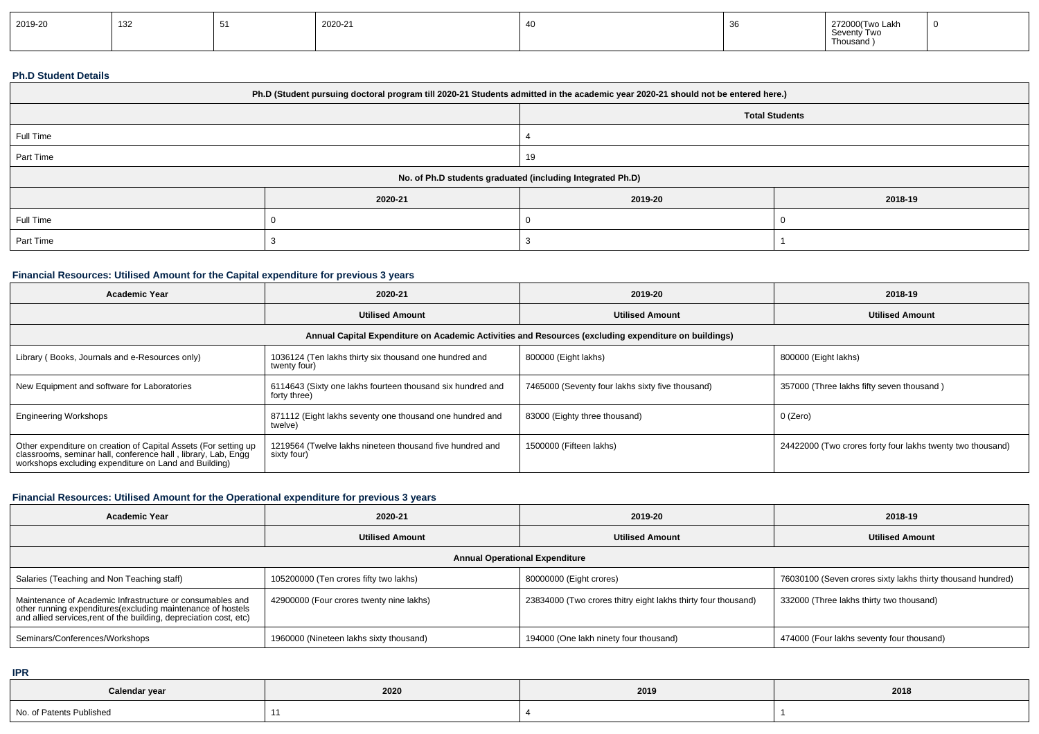| 2019-20 | 132 | 51 | 2020-21 | 40 | 36 | 272000(Two Lakh Seventy Two Thousand ) | 0 |
|---|---|---|---|---|---|---|---|

### Ph.D Student Details

| Ph.D (Student pursuing doctoral program till 2020-21 Students admitted in the academic year 2020-21 should not be entered here.) | | | |
|---|---|---|---|
| | | Total Students | |
| Full Time | | 4 | |
| Part Time | | 19 | |
| No. of Ph.D students graduated (including Integrated Ph.D) | | | |
| | 2020-21 | 2019-20 | 2018-19 |
| Full Time | 0 | 0 | 0 |
| Part Time | 3 | 3 | 1 |

### Financial Resources: Utilised Amount for the Capital expenditure for previous 3 years

| Academic Year | 2020-21 | 2019-20 | 2018-19 |
|---|---|---|---|
| | Utilised Amount | Utilised Amount | Utilised Amount |
| Annual Capital Expenditure on Academic Activities and Resources (excluding expenditure on buildings) | | | |
| Library ( Books, Journals and e-Resources only) | 1036124 (Ten lakhs thirty six thousand one hundred and twenty four) | 800000 (Eight lakhs) | 800000 (Eight lakhs) |
| New Equipment and software for Laboratories | 6114643 (Sixty one lakhs fourteen thousand six hundred and forty three) | 7465000 (Seventy four lakhs sixty five thousand) | 357000 (Three lakhs fifty seven thousand ) |
| Engineering Workshops | 871112 (Eight lakhs seventy one thousand one hundred and twelve) | 83000 (Eighty three thousand) | 0 (Zero) |
| Other expenditure on creation of Capital Assets (For setting up classrooms, seminar hall, conference hall , library, Lab, Engg workshops excluding expenditure on Land and Building) | 1219564 (Twelve lakhs nineteen thousand five hundred and sixty four) | 1500000 (Fifteen lakhs) | 24422000 (Two crores forty four lakhs twenty two thousand) |

### Financial Resources: Utilised Amount for the Operational expenditure for previous 3 years

| Academic Year | 2020-21 | 2019-20 | 2018-19 |
|---|---|---|---|
| | Utilised Amount | Utilised Amount | Utilised Amount |
| Annual Operational Expenditure | | | |
| Salaries (Teaching and Non Teaching staff) | 105200000 (Ten crores fifty two lakhs) | 80000000 (Eight crores) | 76030100 (Seven crores sixty lakhs thirty thousand hundred) |
| Maintenance of Academic Infrastructure or consumables and other running expenditures(excluding maintenance of hostels and allied services,rent of the building, depreciation cost, etc) | 42900000 (Four crores twenty nine lakhs) | 23834000 (Two crores thitry eight lakhs thirty four thousand) | 332000 (Three lakhs thirty two thousand) |
| Seminars/Conferences/Workshops | 1960000 (Nineteen lakhs sixty thousand) | 194000 (One lakh ninety four thousand) | 474000 (Four lakhs seventy four thousand) |

### IPR

| Calendar year | 2020 | 2019 | 2018 |
|---|---|---|---|
| No. of Patents Published | 11 | 4 | 1 |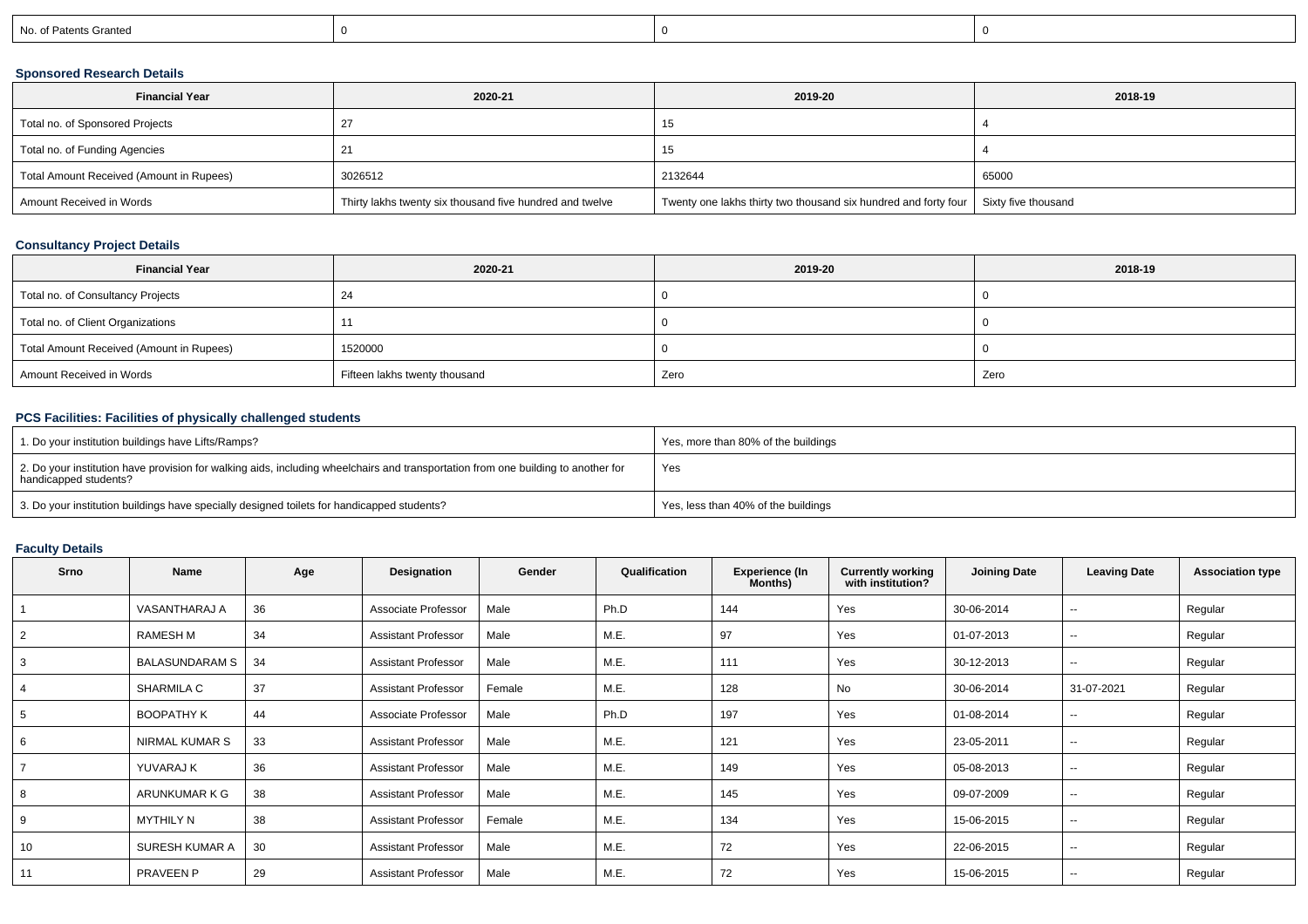| No. of Patents Granted | 0 | 0 | 0 |
|---|---|---|---|

### Sponsored Research Details

| Financial Year | 2020-21 | 2019-20 | 2018-19 |
|---|---|---|---|
| Total no. of Sponsored Projects | 27 | 15 | 4 |
| Total no. of Funding Agencies | 21 | 15 | 4 |
| Total Amount Received (Amount in Rupees) | 3026512 | 2132644 | 65000 |
| Amount Received in Words | Thirty lakhs twenty six thousand five hundred and twelve | Twenty one lakhs thirty two thousand six hundred and forty four | Sixty five thousand |

### Consultancy Project Details

| Financial Year | 2020-21 | 2019-20 | 2018-19 |
|---|---|---|---|
| Total no. of Consultancy Projects | 24 | 0 | 0 |
| Total no. of Client Organizations | 11 | 0 | 0 |
| Total Amount Received (Amount in Rupees) | 1520000 | 0 | 0 |
| Amount Received in Words | Fifteen lakhs twenty thousand | Zero | Zero |

### PCS Facilities: Facilities of physically challenged students

| | |
|---|---|
| 1. Do your institution buildings have Lifts/Ramps? | Yes, more than 80% of the buildings |
| 2. Do your institution have provision for walking aids, including wheelchairs and transportation from one building to another for handicapped students? | Yes |
| 3. Do your institution buildings have specially designed toilets for handicapped students? | Yes, less than 40% of the buildings |

### Faculty Details

| Srno | Name | Age | Designation | Gender | Qualification | Experience (In Months) | Currently working with institution? | Joining Date | Leaving Date | Association type |
|---|---|---|---|---|---|---|---|---|---|---|
| 1 | VASANTHARAJ A | 36 | Associate Professor | Male | Ph.D | 144 | Yes | 30-06-2014 | -- | Regular |
| 2 | RAMESH M | 34 | Assistant Professor | Male | M.E. | 97 | Yes | 01-07-2013 | -- | Regular |
| 3 | BALASUNDARAM S | 34 | Assistant Professor | Male | M.E. | 111 | Yes | 30-12-2013 | -- | Regular |
| 4 | SHARMILA C | 37 | Assistant Professor | Female | M.E. | 128 | No | 30-06-2014 | 31-07-2021 | Regular |
| 5 | BOOPATHY K | 44 | Associate Professor | Male | Ph.D | 197 | Yes | 01-08-2014 | -- | Regular |
| 6 | NIRMAL KUMAR S | 33 | Assistant Professor | Male | M.E. | 121 | Yes | 23-05-2011 | -- | Regular |
| 7 | YUVARAJ K | 36 | Assistant Professor | Male | M.E. | 149 | Yes | 05-08-2013 | -- | Regular |
| 8 | ARUNKUMAR K G | 38 | Assistant Professor | Male | M.E. | 145 | Yes | 09-07-2009 | -- | Regular |
| 9 | MYTHILY N | 38 | Assistant Professor | Female | M.E. | 134 | Yes | 15-06-2015 | -- | Regular |
| 10 | SURESH KUMAR A | 30 | Assistant Professor | Male | M.E. | 72 | Yes | 22-06-2015 | -- | Regular |
| 11 | PRAVEEN P | 29 | Assistant Professor | Male | M.E. | 72 | Yes | 15-06-2015 | -- | Regular |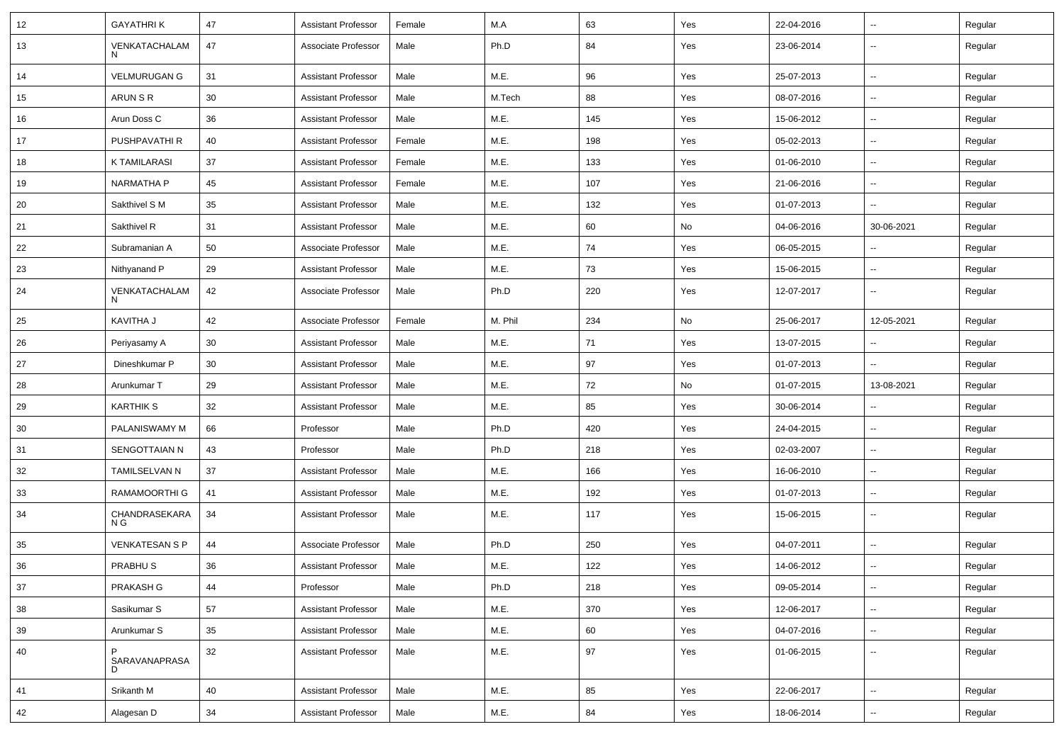| 12 | GAYATHRI K | 47 | Assistant Professor | Female | M.A | 63 | Yes | 22-04-2016 | -- | Regular |
|---|---|---|---|---|---|---|---|---|---|---|
| 13 | VENKATACHALAM N | 47 | Associate Professor | Male | Ph.D | 84 | Yes | 23-06-2014 | -- | Regular |
| 14 | VELMURUGAN G | 31 | Assistant Professor | Male | M.E. | 96 | Yes | 25-07-2013 | -- | Regular |
| 15 | ARUN S R | 30 | Assistant Professor | Male | M.Tech | 88 | Yes | 08-07-2016 | -- | Regular |
| 16 | Arun Doss C | 36 | Assistant Professor | Male | M.E. | 145 | Yes | 15-06-2012 | -- | Regular |
| 17 | PUSHPAVATHI R | 40 | Assistant Professor | Female | M.E. | 198 | Yes | 05-02-2013 | -- | Regular |
| 18 | K TAMILARASI | 37 | Assistant Professor | Female | M.E. | 133 | Yes | 01-06-2010 | -- | Regular |
| 19 | NARMATHA P | 45 | Assistant Professor | Female | M.E. | 107 | Yes | 21-06-2016 | -- | Regular |
| 20 | Sakthivel S M | 35 | Assistant Professor | Male | M.E. | 132 | Yes | 01-07-2013 | -- | Regular |
| 21 | Sakthivel R | 31 | Assistant Professor | Male | M.E. | 60 | No | 04-06-2016 | 30-06-2021 | Regular |
| 22 | Subramanian A | 50 | Associate Professor | Male | M.E. | 74 | Yes | 06-05-2015 | -- | Regular |
| 23 | Nithyanand P | 29 | Assistant Professor | Male | M.E. | 73 | Yes | 15-06-2015 | -- | Regular |
| 24 | VENKATACHALAM N | 42 | Associate Professor | Male | Ph.D | 220 | Yes | 12-07-2017 | -- | Regular |
| 25 | KAVITHA J | 42 | Associate Professor | Female | M. Phil | 234 | No | 25-06-2017 | 12-05-2021 | Regular |
| 26 | Periyasamy A | 30 | Assistant Professor | Male | M.E. | 71 | Yes | 13-07-2015 | -- | Regular |
| 27 | Dineshkumar P | 30 | Assistant Professor | Male | M.E. | 97 | Yes | 01-07-2013 | -- | Regular |
| 28 | Arunkumar T | 29 | Assistant Professor | Male | M.E. | 72 | No | 01-07-2015 | 13-08-2021 | Regular |
| 29 | KARTHIK S | 32 | Assistant Professor | Male | M.E. | 85 | Yes | 30-06-2014 | -- | Regular |
| 30 | PALANISWAMY M | 66 | Professor | Male | Ph.D | 420 | Yes | 24-04-2015 | -- | Regular |
| 31 | SENGOTTAIAN N | 43 | Professor | Male | Ph.D | 218 | Yes | 02-03-2007 | -- | Regular |
| 32 | TAMILSELVAN N | 37 | Assistant Professor | Male | M.E. | 166 | Yes | 16-06-2010 | -- | Regular |
| 33 | RAMAMOORTHI G | 41 | Assistant Professor | Male | M.E. | 192 | Yes | 01-07-2013 | -- | Regular |
| 34 | CHANDRASEKARAN G | 34 | Assistant Professor | Male | M.E. | 117 | Yes | 15-06-2015 | -- | Regular |
| 35 | VENKATESAN S P | 44 | Associate Professor | Male | Ph.D | 250 | Yes | 04-07-2011 | -- | Regular |
| 36 | PRABHU S | 36 | Assistant Professor | Male | M.E. | 122 | Yes | 14-06-2012 | -- | Regular |
| 37 | PRAKASH G | 44 | Professor | Male | Ph.D | 218 | Yes | 09-05-2014 | -- | Regular |
| 38 | Sasikumar S | 57 | Assistant Professor | Male | M.E. | 370 | Yes | 12-06-2017 | -- | Regular |
| 39 | Arunkumar S | 35 | Assistant Professor | Male | M.E. | 60 | Yes | 04-07-2016 | -- | Regular |
| 40 | P SARAVANAPRASAD | 32 | Assistant Professor | Male | M.E. | 97 | Yes | 01-06-2015 | -- | Regular |
| 41 | Srikanth M | 40 | Assistant Professor | Male | M.E. | 85 | Yes | 22-06-2017 | -- | Regular |
| 42 | Alagesan D | 34 | Assistant Professor | Male | M.E. | 84 | Yes | 18-06-2014 | -- | Regular |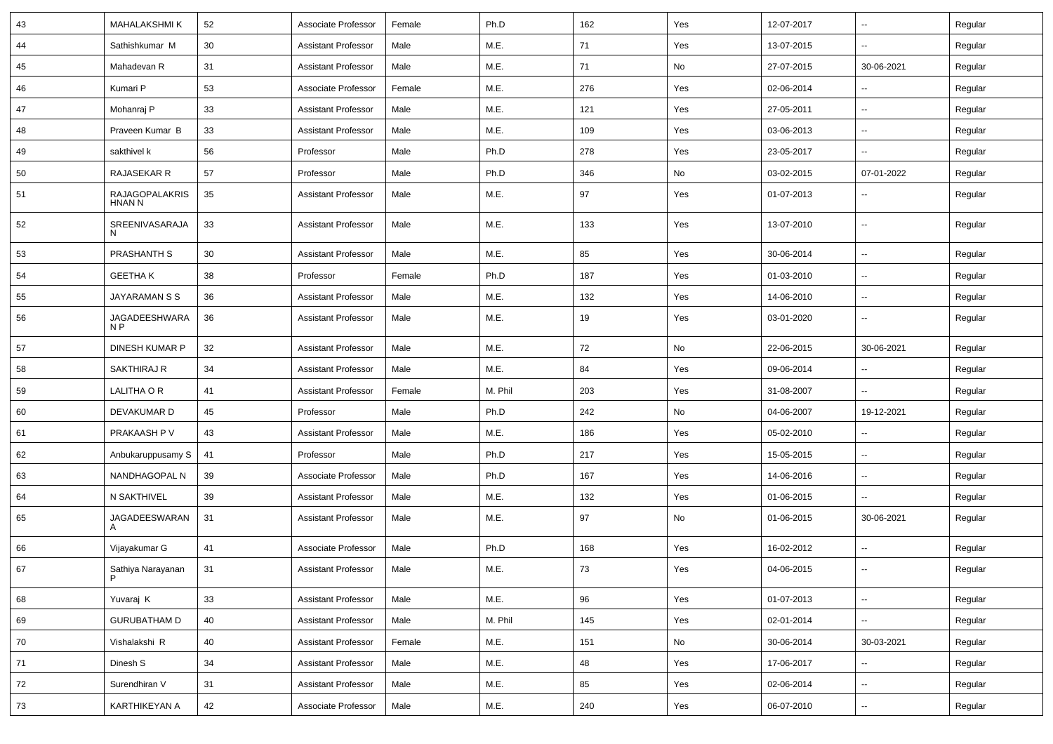| 43 | MAHALAKSHMI K | 52 | Associate Professor | Female | Ph.D | 162 | Yes | 12-07-2017 | -- | Regular |
|---|---|---|---|---|---|---|---|---|---|---|
| 44 | Sathishkumar M | 30 | Assistant Professor | Male | M.E. | 71 | Yes | 13-07-2015 | -- | Regular |
| 45 | Mahadevan R | 31 | Assistant Professor | Male | M.E. | 71 | No | 27-07-2015 | 30-06-2021 | Regular |
| 46 | Kumari P | 53 | Associate Professor | Female | M.E. | 276 | Yes | 02-06-2014 | -- | Regular |
| 47 | Mohanraj P | 33 | Assistant Professor | Male | M.E. | 121 | Yes | 27-05-2011 | -- | Regular |
| 48 | Praveen Kumar B | 33 | Assistant Professor | Male | M.E. | 109 | Yes | 03-06-2013 | -- | Regular |
| 49 | sakthivel k | 56 | Professor | Male | Ph.D | 278 | Yes | 23-05-2017 | -- | Regular |
| 50 | RAJASEKAR R | 57 | Professor | Male | Ph.D | 346 | No | 03-02-2015 | 07-01-2022 | Regular |
| 51 | RAJAGOPALAKRISHNAN N | 35 | Assistant Professor | Male | M.E. | 97 | Yes | 01-07-2013 | -- | Regular |
| 52 | SREENIVASARAJA N | 33 | Assistant Professor | Male | M.E. | 133 | Yes | 13-07-2010 | -- | Regular |
| 53 | PRASHANTH S | 30 | Assistant Professor | Male | M.E. | 85 | Yes | 30-06-2014 | -- | Regular |
| 54 | GEETHA K | 38 | Professor | Female | Ph.D | 187 | Yes | 01-03-2010 | -- | Regular |
| 55 | JAYARAMAN S S | 36 | Assistant Professor | Male | M.E. | 132 | Yes | 14-06-2010 | -- | Regular |
| 56 | JAGADEESHWARAN P | 36 | Assistant Professor | Male | M.E. | 19 | Yes | 03-01-2020 | -- | Regular |
| 57 | DINESH KUMAR P | 32 | Assistant Professor | Male | M.E. | 72 | No | 22-06-2015 | 30-06-2021 | Regular |
| 58 | SAKTHIRAJ R | 34 | Assistant Professor | Male | M.E. | 84 | Yes | 09-06-2014 | -- | Regular |
| 59 | LALITHA O R | 41 | Assistant Professor | Female | M. Phil | 203 | Yes | 31-08-2007 | -- | Regular |
| 60 | DEVAKUMAR D | 45 | Professor | Male | Ph.D | 242 | No | 04-06-2007 | 19-12-2021 | Regular |
| 61 | PRAKAASH P V | 43 | Assistant Professor | Male | M.E. | 186 | Yes | 05-02-2010 | -- | Regular |
| 62 | Anbukaruppusamy S | 41 | Professor | Male | Ph.D | 217 | Yes | 15-05-2015 | -- | Regular |
| 63 | NANDHAGOPAL N | 39 | Associate Professor | Male | Ph.D | 167 | Yes | 14-06-2016 | -- | Regular |
| 64 | N SAKTHIVEL | 39 | Assistant Professor | Male | M.E. | 132 | Yes | 01-06-2015 | -- | Regular |
| 65 | JAGADEESWARAN A | 31 | Assistant Professor | Male | M.E. | 97 | No | 01-06-2015 | 30-06-2021 | Regular |
| 66 | Vijayakumar G | 41 | Associate Professor | Male | Ph.D | 168 | Yes | 16-02-2012 | -- | Regular |
| 67 | Sathiya Narayanan P | 31 | Assistant Professor | Male | M.E. | 73 | Yes | 04-06-2015 | -- | Regular |
| 68 | Yuvaraj K | 33 | Assistant Professor | Male | M.E. | 96 | Yes | 01-07-2013 | -- | Regular |
| 69 | GURUBATHAM D | 40 | Assistant Professor | Male | M. Phil | 145 | Yes | 02-01-2014 | -- | Regular |
| 70 | Vishalakshi R | 40 | Assistant Professor | Female | M.E. | 151 | No | 30-06-2014 | 30-03-2021 | Regular |
| 71 | Dinesh S | 34 | Assistant Professor | Male | M.E. | 48 | Yes | 17-06-2017 | -- | Regular |
| 72 | Surendhiran V | 31 | Assistant Professor | Male | M.E. | 85 | Yes | 02-06-2014 | -- | Regular |
| 73 | KARTHIKEYAN A | 42 | Associate Professor | Male | M.E. | 240 | Yes | 06-07-2010 | -- | Regular |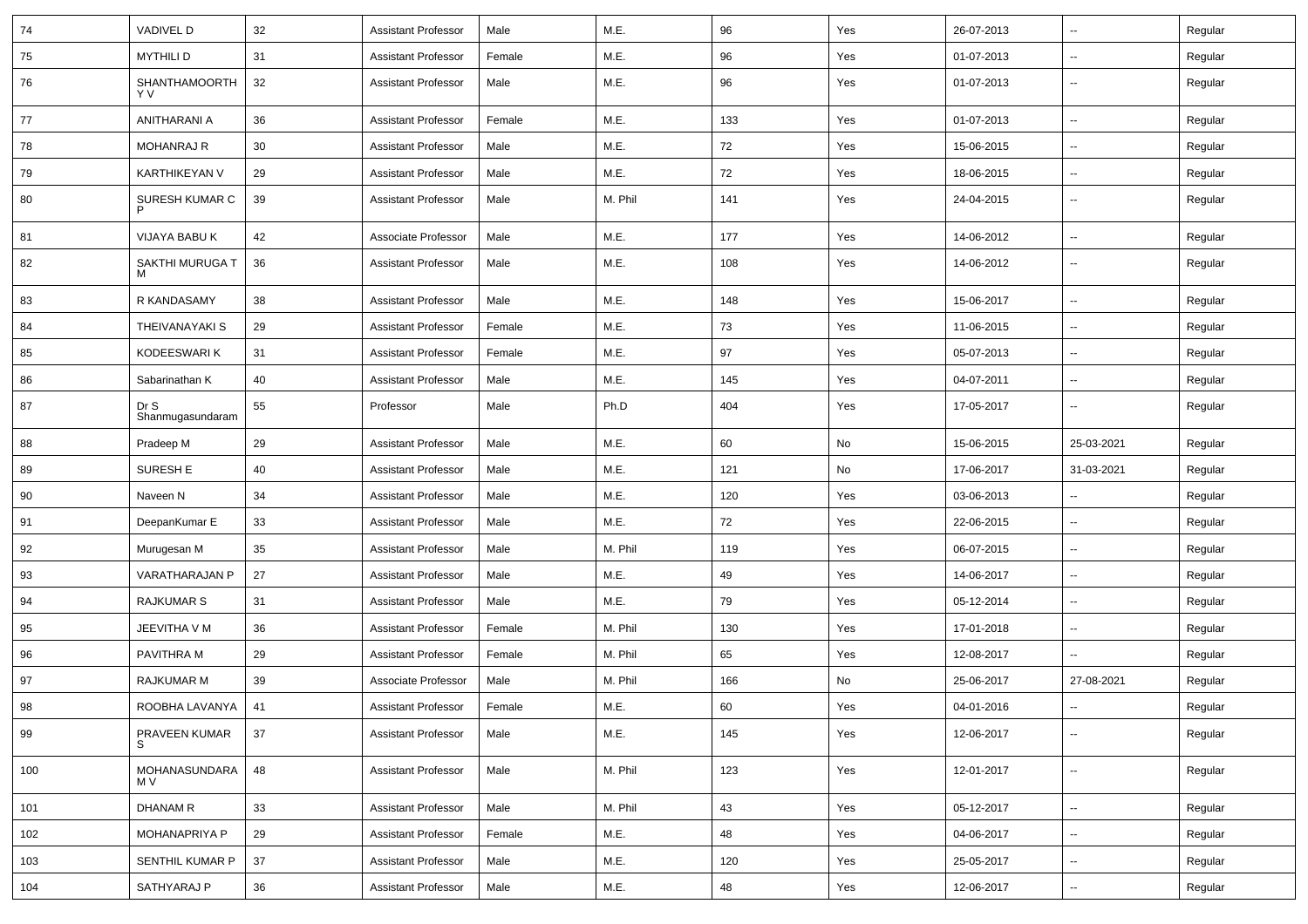| 74 | VADIVEL D | 32 | Assistant Professor | Male | M.E. | 96 | Yes | 26-07-2013 | -- | Regular |
|---|---|---|---|---|---|---|---|---|---|---|
| 75 | MYTHILI D | 31 | Assistant Professor | Female | M.E. | 96 | Yes | 01-07-2013 | -- | Regular |
| 76 | SHANTHAMOORTHY V | 32 | Assistant Professor | Male | M.E. | 96 | Yes | 01-07-2013 | -- | Regular |
| 77 | ANITHARANI A | 36 | Assistant Professor | Female | M.E. | 133 | Yes | 01-07-2013 | -- | Regular |
| 78 | MOHANRAJ R | 30 | Assistant Professor | Male | M.E. | 72 | Yes | 15-06-2015 | -- | Regular |
| 79 | KARTHIKEYAN V | 29 | Assistant Professor | Male | M.E. | 72 | Yes | 18-06-2015 | -- | Regular |
| 80 | SURESH KUMAR C P | 39 | Assistant Professor | Male | M. Phil | 141 | Yes | 24-04-2015 | -- | Regular |
| 81 | VIJAYA BABU K | 42 | Associate Professor | Male | M.E. | 177 | Yes | 14-06-2012 | -- | Regular |
| 82 | SAKTHI MURUGA T M | 36 | Assistant Professor | Male | M.E. | 108 | Yes | 14-06-2012 | -- | Regular |
| 83 | R KANDASAMY | 38 | Assistant Professor | Male | M.E. | 148 | Yes | 15-06-2017 | -- | Regular |
| 84 | THEIVANAYAKI S | 29 | Assistant Professor | Female | M.E. | 73 | Yes | 11-06-2015 | -- | Regular |
| 85 | KODEESWARI K | 31 | Assistant Professor | Female | M.E. | 97 | Yes | 05-07-2013 | -- | Regular |
| 86 | Sabarinathan K | 40 | Assistant Professor | Male | M.E. | 145 | Yes | 04-07-2011 | -- | Regular |
| 87 | Dr S Shanmugasundaram | 55 | Professor | Male | Ph.D | 404 | Yes | 17-05-2017 | -- | Regular |
| 88 | Pradeep M | 29 | Assistant Professor | Male | M.E. | 60 | No | 15-06-2015 | 25-03-2021 | Regular |
| 89 | SURESH E | 40 | Assistant Professor | Male | M.E. | 121 | No | 17-06-2017 | 31-03-2021 | Regular |
| 90 | Naveen N | 34 | Assistant Professor | Male | M.E. | 120 | Yes | 03-06-2013 | -- | Regular |
| 91 | DeepanKumar E | 33 | Assistant Professor | Male | M.E. | 72 | Yes | 22-06-2015 | -- | Regular |
| 92 | Murugesan M | 35 | Assistant Professor | Male | M. Phil | 119 | Yes | 06-07-2015 | -- | Regular |
| 93 | VARATHARAJAN P | 27 | Assistant Professor | Male | M.E. | 49 | Yes | 14-06-2017 | -- | Regular |
| 94 | RAJKUMAR S | 31 | Assistant Professor | Male | M.E. | 79 | Yes | 05-12-2014 | -- | Regular |
| 95 | JEEVITHA V M | 36 | Assistant Professor | Female | M. Phil | 130 | Yes | 17-01-2018 | -- | Regular |
| 96 | PAVITHRA M | 29 | Assistant Professor | Female | M. Phil | 65 | Yes | 12-08-2017 | -- | Regular |
| 97 | RAJKUMAR M | 39 | Associate Professor | Male | M. Phil | 166 | No | 25-06-2017 | 27-08-2021 | Regular |
| 98 | ROOBHA LAVANYA | 41 | Assistant Professor | Female | M.E. | 60 | Yes | 04-01-2016 | -- | Regular |
| 99 | PRAVEEN KUMAR S | 37 | Assistant Professor | Male | M.E. | 145 | Yes | 12-06-2017 | -- | Regular |
| 100 | MOHANASUNDARAM V | 48 | Assistant Professor | Male | M. Phil | 123 | Yes | 12-01-2017 | -- | Regular |
| 101 | DHANAM R | 33 | Assistant Professor | Male | M. Phil | 43 | Yes | 05-12-2017 | -- | Regular |
| 102 | MOHANAPRIYA P | 29 | Assistant Professor | Female | M.E. | 48 | Yes | 04-06-2017 | -- | Regular |
| 103 | SENTHIL KUMAR P | 37 | Assistant Professor | Male | M.E. | 120 | Yes | 25-05-2017 | -- | Regular |
| 104 | SATHYARAJ P | 36 | Assistant Professor | Male | M.E. | 48 | Yes | 12-06-2017 | -- | Regular |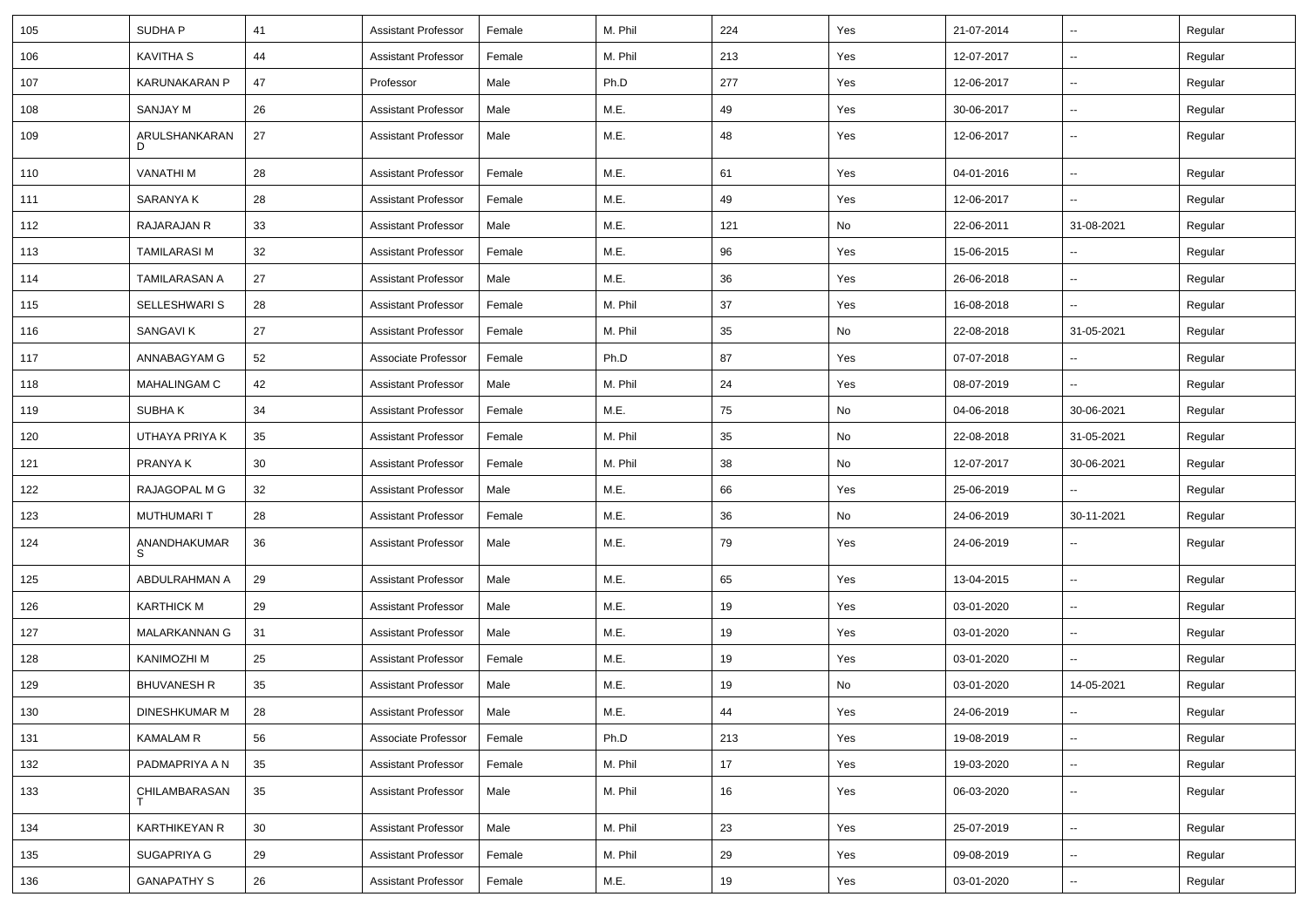| 105 | SUDHA P | 41 | Assistant Professor | Female | M. Phil | 224 | Yes | 21-07-2014 | -- | Regular |
|---|---|---|---|---|---|---|---|---|---|---|
| 106 | KAVITHA S | 44 | Assistant Professor | Female | M. Phil | 213 | Yes | 12-07-2017 | -- | Regular |
| 107 | KARUNAKARAN P | 47 | Professor | Male | Ph.D | 277 | Yes | 12-06-2017 | -- | Regular |
| 108 | SANJAY M | 26 | Assistant Professor | Male | M.E. | 49 | Yes | 30-06-2017 | -- | Regular |
| 109 | ARULSHANKARAN D | 27 | Assistant Professor | Male | M.E. | 48 | Yes | 12-06-2017 | -- | Regular |
| 110 | VANATHI M | 28 | Assistant Professor | Female | M.E. | 61 | Yes | 04-01-2016 | -- | Regular |
| 111 | SARANYA K | 28 | Assistant Professor | Female | M.E. | 49 | Yes | 12-06-2017 | -- | Regular |
| 112 | RAJARAJAN R | 33 | Assistant Professor | Male | M.E. | 121 | No | 22-06-2011 | 31-08-2021 | Regular |
| 113 | TAMILARASI M | 32 | Assistant Professor | Female | M.E. | 96 | Yes | 15-06-2015 | -- | Regular |
| 114 | TAMILARASAN A | 27 | Assistant Professor | Male | M.E. | 36 | Yes | 26-06-2018 | -- | Regular |
| 115 | SELLESHWARI S | 28 | Assistant Professor | Female | M. Phil | 37 | Yes | 16-08-2018 | -- | Regular |
| 116 | SANGAVI K | 27 | Assistant Professor | Female | M. Phil | 35 | No | 22-08-2018 | 31-05-2021 | Regular |
| 117 | ANNABAGYAM G | 52 | Associate Professor | Female | Ph.D | 87 | Yes | 07-07-2018 | -- | Regular |
| 118 | MAHALINGAM C | 42 | Assistant Professor | Male | M. Phil | 24 | Yes | 08-07-2019 | -- | Regular |
| 119 | SUBHA K | 34 | Assistant Professor | Female | M.E. | 75 | No | 04-06-2018 | 30-06-2021 | Regular |
| 120 | UTHAYA PRIYA K | 35 | Assistant Professor | Female | M. Phil | 35 | No | 22-08-2018 | 31-05-2021 | Regular |
| 121 | PRANYA K | 30 | Assistant Professor | Female | M. Phil | 38 | No | 12-07-2017 | 30-06-2021 | Regular |
| 122 | RAJAGOPAL M G | 32 | Assistant Professor | Male | M.E. | 66 | Yes | 25-06-2019 | -- | Regular |
| 123 | MUTHUMARI T | 28 | Assistant Professor | Female | M.E. | 36 | No | 24-06-2019 | 30-11-2021 | Regular |
| 124 | ANANDHAKUMAR S | 36 | Assistant Professor | Male | M.E. | 79 | Yes | 24-06-2019 | -- | Regular |
| 125 | ABDULRAHMAN A | 29 | Assistant Professor | Male | M.E. | 65 | Yes | 13-04-2015 | -- | Regular |
| 126 | KARTHICK M | 29 | Assistant Professor | Male | M.E. | 19 | Yes | 03-01-2020 | -- | Regular |
| 127 | MALARKANNAN G | 31 | Assistant Professor | Male | M.E. | 19 | Yes | 03-01-2020 | -- | Regular |
| 128 | KANIMOZHI M | 25 | Assistant Professor | Female | M.E. | 19 | Yes | 03-01-2020 | -- | Regular |
| 129 | BHUVANESH R | 35 | Assistant Professor | Male | M.E. | 19 | No | 03-01-2020 | 14-05-2021 | Regular |
| 130 | DINESHKUMAR M | 28 | Assistant Professor | Male | M.E. | 44 | Yes | 24-06-2019 | -- | Regular |
| 131 | KAMALAM R | 56 | Associate Professor | Female | Ph.D | 213 | Yes | 19-08-2019 | -- | Regular |
| 132 | PADMAPRIYA A N | 35 | Assistant Professor | Female | M. Phil | 17 | Yes | 19-03-2020 | -- | Regular |
| 133 | CHILAMBARASAN T | 35 | Assistant Professor | Male | M. Phil | 16 | Yes | 06-03-2020 | -- | Regular |
| 134 | KARTHIKEYAN R | 30 | Assistant Professor | Male | M. Phil | 23 | Yes | 25-07-2019 | -- | Regular |
| 135 | SUGAPRIYA G | 29 | Assistant Professor | Female | M. Phil | 29 | Yes | 09-08-2019 | -- | Regular |
| 136 | GANAPATHY S | 26 | Assistant Professor | Female | M.E. | 19 | Yes | 03-01-2020 | -- | Regular |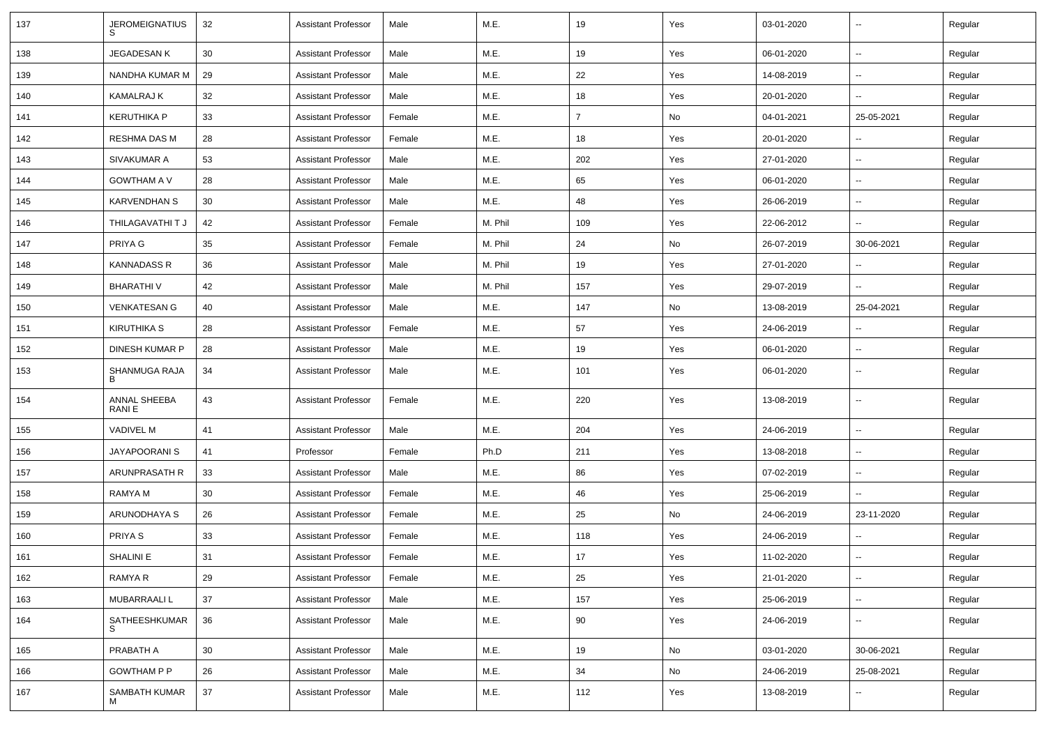| | | | | | | | | | | |
|---|---|---|---|---|---|---|---|---|---|---|
| 137 | JEROMEIGNATIUS S | 32 | Assistant Professor | Male | M.E. | 19 | Yes | 03-01-2020 | -- | Regular |
| 138 | JEGADESAN K | 30 | Assistant Professor | Male | M.E. | 19 | Yes | 06-01-2020 | -- | Regular |
| 139 | NANDHA KUMAR M | 29 | Assistant Professor | Male | M.E. | 22 | Yes | 14-08-2019 | -- | Regular |
| 140 | KAMALRAJ K | 32 | Assistant Professor | Male | M.E. | 18 | Yes | 20-01-2020 | -- | Regular |
| 141 | KERUTHIKA P | 33 | Assistant Professor | Female | M.E. | 7 | No | 04-01-2021 | 25-05-2021 | Regular |
| 142 | RESHMA DAS M | 28 | Assistant Professor | Female | M.E. | 18 | Yes | 20-01-2020 | -- | Regular |
| 143 | SIVAKUMAR A | 53 | Assistant Professor | Male | M.E. | 202 | Yes | 27-01-2020 | -- | Regular |
| 144 | GOWTHAM A V | 28 | Assistant Professor | Male | M.E. | 65 | Yes | 06-01-2020 | -- | Regular |
| 145 | KARVENDHAN S | 30 | Assistant Professor | Male | M.E. | 48 | Yes | 26-06-2019 | -- | Regular |
| 146 | THILAGAVATHI T J | 42 | Assistant Professor | Female | M. Phil | 109 | Yes | 22-06-2012 | -- | Regular |
| 147 | PRIYA G | 35 | Assistant Professor | Female | M. Phil | 24 | No | 26-07-2019 | 30-06-2021 | Regular |
| 148 | KANNADASS R | 36 | Assistant Professor | Male | M. Phil | 19 | Yes | 27-01-2020 | -- | Regular |
| 149 | BHARATHI V | 42 | Assistant Professor | Male | M. Phil | 157 | Yes | 29-07-2019 | -- | Regular |
| 150 | VENKATESAN G | 40 | Assistant Professor | Male | M.E. | 147 | No | 13-08-2019 | 25-04-2021 | Regular |
| 151 | KIRUTHIKA S | 28 | Assistant Professor | Female | M.E. | 57 | Yes | 24-06-2019 | -- | Regular |
| 152 | DINESH KUMAR P | 28 | Assistant Professor | Male | M.E. | 19 | Yes | 06-01-2020 | -- | Regular |
| 153 | SHANMUGA RAJA B | 34 | Assistant Professor | Male | M.E. | 101 | Yes | 06-01-2020 | -- | Regular |
| 154 | ANNAL SHEEBA RANI E | 43 | Assistant Professor | Female | M.E. | 220 | Yes | 13-08-2019 | -- | Regular |
| 155 | VADIVEL M | 41 | Assistant Professor | Male | M.E. | 204 | Yes | 24-06-2019 | -- | Regular |
| 156 | JAYAPOORANI S | 41 | Professor | Female | Ph.D | 211 | Yes | 13-08-2018 | -- | Regular |
| 157 | ARUNPRASATH R | 33 | Assistant Professor | Male | M.E. | 86 | Yes | 07-02-2019 | -- | Regular |
| 158 | RAMYA M | 30 | Assistant Professor | Female | M.E. | 46 | Yes | 25-06-2019 | -- | Regular |
| 159 | ARUNODHAYA S | 26 | Assistant Professor | Female | M.E. | 25 | No | 24-06-2019 | 23-11-2020 | Regular |
| 160 | PRIYA S | 33 | Assistant Professor | Female | M.E. | 118 | Yes | 24-06-2019 | -- | Regular |
| 161 | SHALINI E | 31 | Assistant Professor | Female | M.E. | 17 | Yes | 11-02-2020 | -- | Regular |
| 162 | RAMYA R | 29 | Assistant Professor | Female | M.E. | 25 | Yes | 21-01-2020 | -- | Regular |
| 163 | MUBARRAALI L | 37 | Assistant Professor | Male | M.E. | 157 | Yes | 25-06-2019 | -- | Regular |
| 164 | SATHEESHKUMAR S | 36 | Assistant Professor | Male | M.E. | 90 | Yes | 24-06-2019 | -- | Regular |
| 165 | PRABATH A | 30 | Assistant Professor | Male | M.E. | 19 | No | 03-01-2020 | 30-06-2021 | Regular |
| 166 | GOWTHAM P P | 26 | Assistant Professor | Male | M.E. | 34 | No | 24-06-2019 | 25-08-2021 | Regular |
| 167 | SAMBATH KUMAR M | 37 | Assistant Professor | Male | M.E. | 112 | Yes | 13-08-2019 | -- | Regular |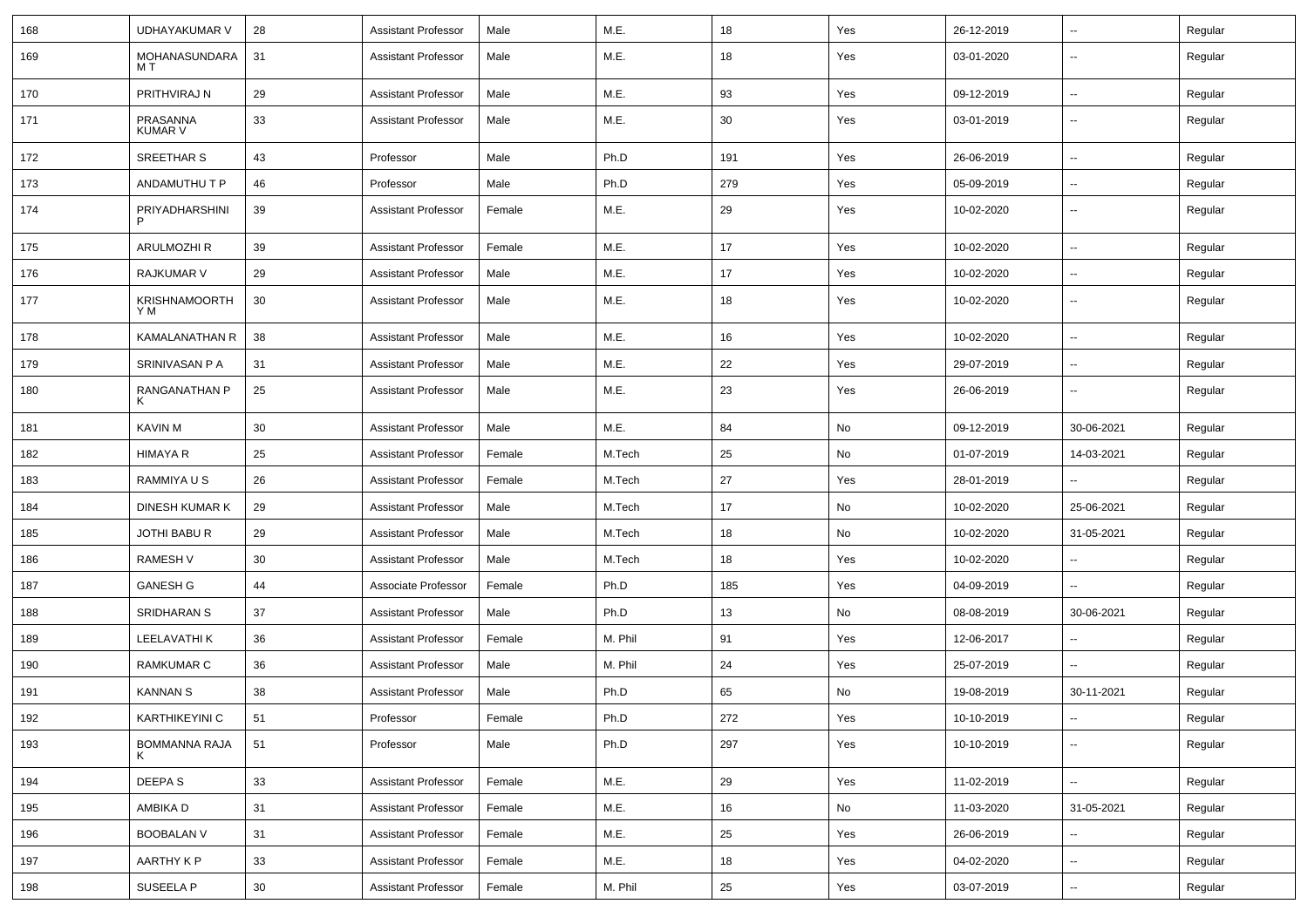| 168 | UDHAYAKUMAR V | 28 | Assistant Professor | Male | M.E. | 18 | Yes | 26-12-2019 | -- | Regular |
|---|---|---|---|---|---|---|---|---|---|---|
| 169 | MOHANASUNDARA M T | 31 | Assistant Professor | Male | M.E. | 18 | Yes | 03-01-2020 | -- | Regular |
| 170 | PRITHVIRAJ N | 29 | Assistant Professor | Male | M.E. | 93 | Yes | 09-12-2019 | -- | Regular |
| 171 | PRASANNA KUMAR V | 33 | Assistant Professor | Male | M.E. | 30 | Yes | 03-01-2019 | -- | Regular |
| 172 | SREETHAR S | 43 | Professor | Male | Ph.D | 191 | Yes | 26-06-2019 | -- | Regular |
| 173 | ANDAMUTHU T P | 46 | Professor | Male | Ph.D | 279 | Yes | 05-09-2019 | -- | Regular |
| 174 | PRIYADHARSHINI P | 39 | Assistant Professor | Female | M.E. | 29 | Yes | 10-02-2020 | -- | Regular |
| 175 | ARULMOZHI R | 39 | Assistant Professor | Female | M.E. | 17 | Yes | 10-02-2020 | -- | Regular |
| 176 | RAJKUMAR V | 29 | Assistant Professor | Male | M.E. | 17 | Yes | 10-02-2020 | -- | Regular |
| 177 | KRISHNAMOORTH Y M | 30 | Assistant Professor | Male | M.E. | 18 | Yes | 10-02-2020 | -- | Regular |
| 178 | KAMALANATHAN R | 38 | Assistant Professor | Male | M.E. | 16 | Yes | 10-02-2020 | -- | Regular |
| 179 | SRINIVASAN P A | 31 | Assistant Professor | Male | M.E. | 22 | Yes | 29-07-2019 | -- | Regular |
| 180 | RANGANATHAN P K | 25 | Assistant Professor | Male | M.E. | 23 | Yes | 26-06-2019 | -- | Regular |
| 181 | KAVIN M | 30 | Assistant Professor | Male | M.E. | 84 | No | 09-12-2019 | 30-06-2021 | Regular |
| 182 | HIMAYA R | 25 | Assistant Professor | Female | M.Tech | 25 | No | 01-07-2019 | 14-03-2021 | Regular |
| 183 | RAMMIYA U S | 26 | Assistant Professor | Female | M.Tech | 27 | Yes | 28-01-2019 | -- | Regular |
| 184 | DINESH KUMAR K | 29 | Assistant Professor | Male | M.Tech | 17 | No | 10-02-2020 | 25-06-2021 | Regular |
| 185 | JOTHI BABU R | 29 | Assistant Professor | Male | M.Tech | 18 | No | 10-02-2020 | 31-05-2021 | Regular |
| 186 | RAMESH V | 30 | Assistant Professor | Male | M.Tech | 18 | Yes | 10-02-2020 | -- | Regular |
| 187 | GANESH G | 44 | Associate Professor | Female | Ph.D | 185 | Yes | 04-09-2019 | -- | Regular |
| 188 | SRIDHARAN S | 37 | Assistant Professor | Male | Ph.D | 13 | No | 08-08-2019 | 30-06-2021 | Regular |
| 189 | LEELAVATHI K | 36 | Assistant Professor | Female | M. Phil | 91 | Yes | 12-06-2017 | -- | Regular |
| 190 | RAMKUMAR C | 36 | Assistant Professor | Male | M. Phil | 24 | Yes | 25-07-2019 | -- | Regular |
| 191 | KANNAN S | 38 | Assistant Professor | Male | Ph.D | 65 | No | 19-08-2019 | 30-11-2021 | Regular |
| 192 | KARTHIKEYINI C | 51 | Professor | Female | Ph.D | 272 | Yes | 10-10-2019 | -- | Regular |
| 193 | BOMMANNA RAJA K | 51 | Professor | Male | Ph.D | 297 | Yes | 10-10-2019 | -- | Regular |
| 194 | DEEPA S | 33 | Assistant Professor | Female | M.E. | 29 | Yes | 11-02-2019 | -- | Regular |
| 195 | AMBIKA D | 31 | Assistant Professor | Female | M.E. | 16 | No | 11-03-2020 | 31-05-2021 | Regular |
| 196 | BOOBALAN V | 31 | Assistant Professor | Female | M.E. | 25 | Yes | 26-06-2019 | -- | Regular |
| 197 | AARTHY K P | 33 | Assistant Professor | Female | M.E. | 18 | Yes | 04-02-2020 | -- | Regular |
| 198 | SUSEELA P | 30 | Assistant Professor | Female | M. Phil | 25 | Yes | 03-07-2019 | -- | Regular |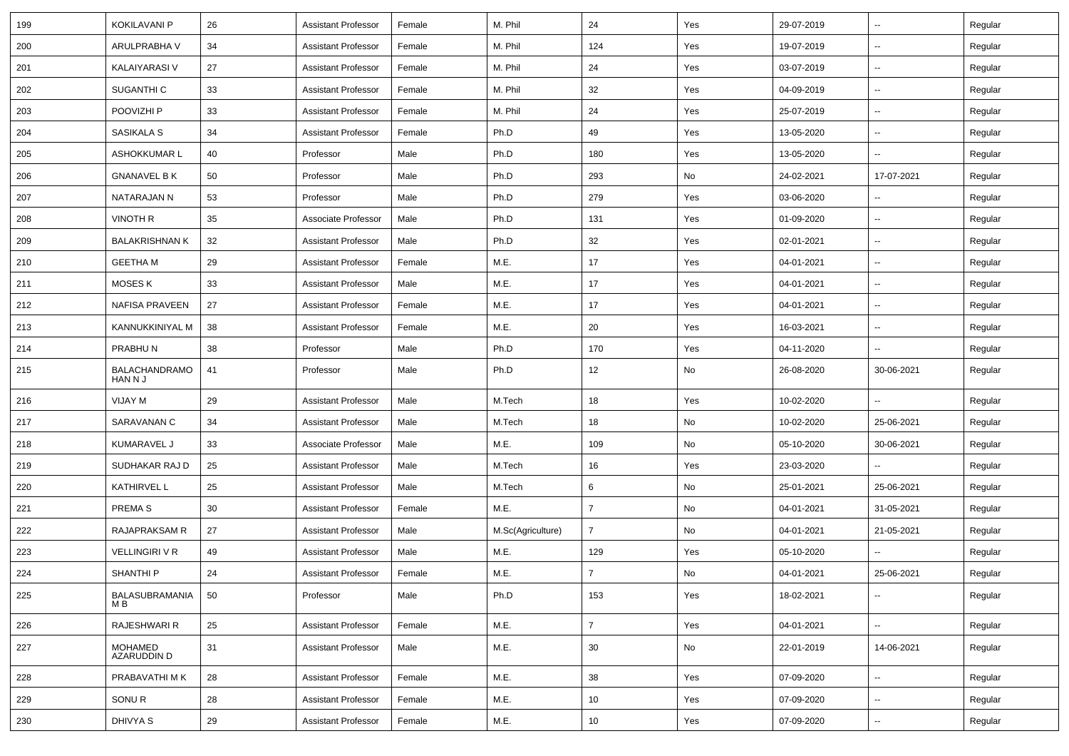| 199 | KOKILAVANI P | 26 | Assistant Professor | Female | M. Phil | 24 | Yes | 29-07-2019 | -- | Regular |
|---|---|---|---|---|---|---|---|---|---|---|
| 200 | ARULPRABHA V | 34 | Assistant Professor | Female | M. Phil | 124 | Yes | 19-07-2019 | -- | Regular |
| 201 | KALAIYARASI V | 27 | Assistant Professor | Female | M. Phil | 24 | Yes | 03-07-2019 | -- | Regular |
| 202 | SUGANTHI C | 33 | Assistant Professor | Female | M. Phil | 32 | Yes | 04-09-2019 | -- | Regular |
| 203 | POOVIZHI P | 33 | Assistant Professor | Female | M. Phil | 24 | Yes | 25-07-2019 | -- | Regular |
| 204 | SASIKALA S | 34 | Assistant Professor | Female | Ph.D | 49 | Yes | 13-05-2020 | -- | Regular |
| 205 | ASHOKKUMAR L | 40 | Professor | Male | Ph.D | 180 | Yes | 13-05-2020 | -- | Regular |
| 206 | GNANAVEL B K | 50 | Professor | Male | Ph.D | 293 | No | 24-02-2021 | 17-07-2021 | Regular |
| 207 | NATARAJAN N | 53 | Professor | Male | Ph.D | 279 | Yes | 03-06-2020 | -- | Regular |
| 208 | VINOTH R | 35 | Associate Professor | Male | Ph.D | 131 | Yes | 01-09-2020 | -- | Regular |
| 209 | BALAKRISHNAN K | 32 | Assistant Professor | Male | Ph.D | 32 | Yes | 02-01-2021 | -- | Regular |
| 210 | GEETHA M | 29 | Assistant Professor | Female | M.E. | 17 | Yes | 04-01-2021 | -- | Regular |
| 211 | MOSES K | 33 | Assistant Professor | Male | M.E. | 17 | Yes | 04-01-2021 | -- | Regular |
| 212 | NAFISA PRAVEEN | 27 | Assistant Professor | Female | M.E. | 17 | Yes | 04-01-2021 | -- | Regular |
| 213 | KANNUKKINIYAL M | 38 | Assistant Professor | Female | M.E. | 20 | Yes | 16-03-2021 | -- | Regular |
| 214 | PRABHU N | 38 | Professor | Male | Ph.D | 170 | Yes | 04-11-2020 | -- | Regular |
| 215 | BALACHANDRAMOHAN N J | 41 | Professor | Male | Ph.D | 12 | No | 26-08-2020 | 30-06-2021 | Regular |
| 216 | VIJAY M | 29 | Assistant Professor | Male | M.Tech | 18 | Yes | 10-02-2020 | -- | Regular |
| 217 | SARAVANAN C | 34 | Assistant Professor | Male | M.Tech | 18 | No | 10-02-2020 | 25-06-2021 | Regular |
| 218 | KUMARAVEL J | 33 | Associate Professor | Male | M.E. | 109 | No | 05-10-2020 | 30-06-2021 | Regular |
| 219 | SUDHAKAR RAJ D | 25 | Assistant Professor | Male | M.Tech | 16 | Yes | 23-03-2020 | -- | Regular |
| 220 | KATHIRVEL L | 25 | Assistant Professor | Male | M.Tech | 6 | No | 25-01-2021 | 25-06-2021 | Regular |
| 221 | PREMA S | 30 | Assistant Professor | Female | M.E. | 7 | No | 04-01-2021 | 31-05-2021 | Regular |
| 222 | RAJAPRAKSAM R | 27 | Assistant Professor | Male | M.Sc(Agriculture) | 7 | No | 04-01-2021 | 21-05-2021 | Regular |
| 223 | VELLINGIRI V R | 49 | Assistant Professor | Male | M.E. | 129 | Yes | 05-10-2020 | -- | Regular |
| 224 | SHANTHI P | 24 | Assistant Professor | Female | M.E. | 7 | No | 04-01-2021 | 25-06-2021 | Regular |
| 225 | BALASUBRAMANIAM B | 50 | Professor | Male | Ph.D | 153 | Yes | 18-02-2021 | -- | Regular |
| 226 | RAJESHWARI R | 25 | Assistant Professor | Female | M.E. | 7 | Yes | 04-01-2021 | -- | Regular |
| 227 | MOHAMED AZARUDDIN D | 31 | Assistant Professor | Male | M.E. | 30 | No | 22-01-2019 | 14-06-2021 | Regular |
| 228 | PRABAVATHI M K | 28 | Assistant Professor | Female | M.E. | 38 | Yes | 07-09-2020 | -- | Regular |
| 229 | SONU R | 28 | Assistant Professor | Female | M.E. | 10 | Yes | 07-09-2020 | -- | Regular |
| 230 | DHIVYA S | 29 | Assistant Professor | Female | M.E. | 10 | Yes | 07-09-2020 | -- | Regular |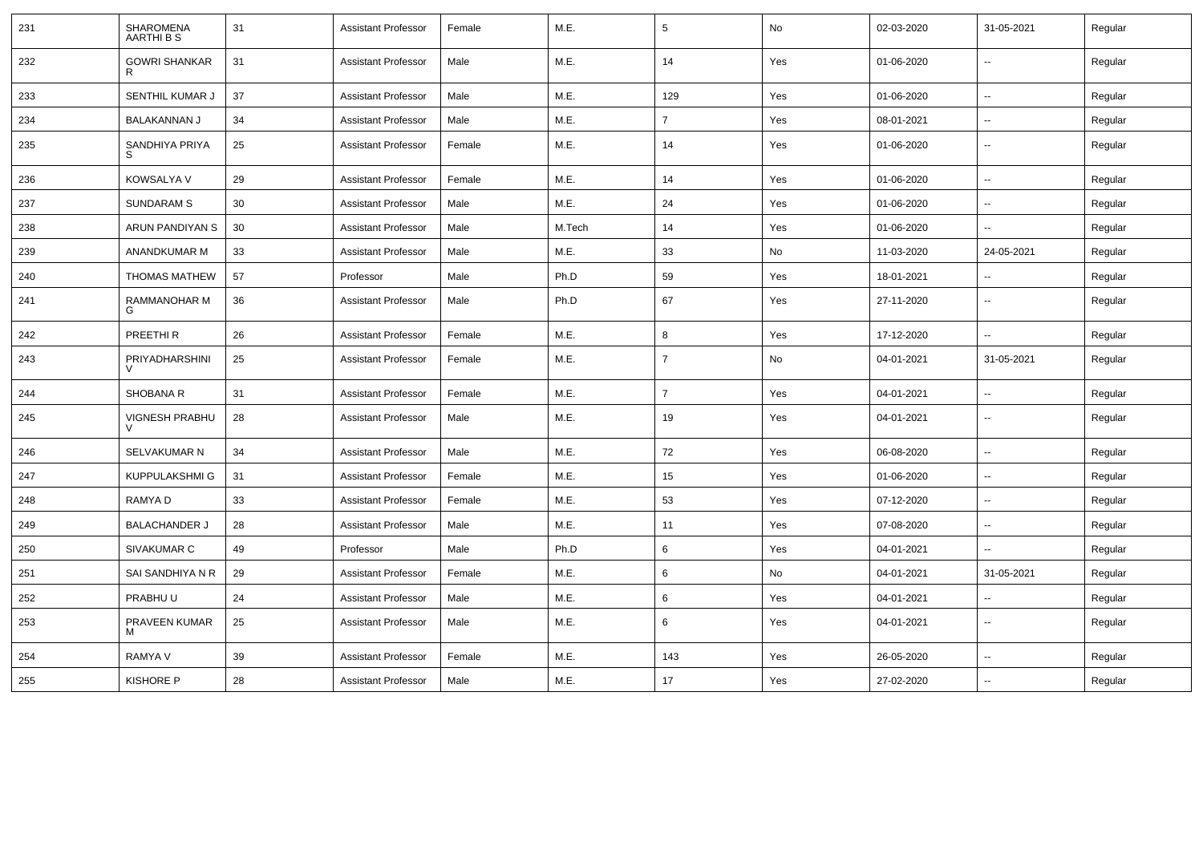| | | | | | | | | | | |
|---|---|---|---|---|---|---|---|---|---|---|
| 231 | SHAROMENA AARTHI B S | 31 | Assistant Professor | Female | M.E. | 5 | No | 02-03-2020 | 31-05-2021 | Regular |
| 232 | GOWRI SHANKAR R | 31 | Assistant Professor | Male | M.E. | 14 | Yes | 01-06-2020 | -- | Regular |
| 233 | SENTHIL KUMAR J | 37 | Assistant Professor | Male | M.E. | 129 | Yes | 01-06-2020 | -- | Regular |
| 234 | BALAKANNAN J | 34 | Assistant Professor | Male | M.E. | 7 | Yes | 08-01-2021 | -- | Regular |
| 235 | SANDHIYA PRIYA S | 25 | Assistant Professor | Female | M.E. | 14 | Yes | 01-06-2020 | -- | Regular |
| 236 | KOWSALYA V | 29 | Assistant Professor | Female | M.E. | 14 | Yes | 01-06-2020 | -- | Regular |
| 237 | SUNDARAM S | 30 | Assistant Professor | Male | M.E. | 24 | Yes | 01-06-2020 | -- | Regular |
| 238 | ARUN PANDIYAN S | 30 | Assistant Professor | Male | M.Tech | 14 | Yes | 01-06-2020 | -- | Regular |
| 239 | ANANDKUMAR M | 33 | Assistant Professor | Male | M.E. | 33 | No | 11-03-2020 | 24-05-2021 | Regular |
| 240 | THOMAS MATHEW | 57 | Professor | Male | Ph.D | 59 | Yes | 18-01-2021 | -- | Regular |
| 241 | RAMMANOHAR M G | 36 | Assistant Professor | Male | Ph.D | 67 | Yes | 27-11-2020 | -- | Regular |
| 242 | PREETHI R | 26 | Assistant Professor | Female | M.E. | 8 | Yes | 17-12-2020 | -- | Regular |
| 243 | PRIYADHARSHINI V | 25 | Assistant Professor | Female | M.E. | 7 | No | 04-01-2021 | 31-05-2021 | Regular |
| 244 | SHOBANA R | 31 | Assistant Professor | Female | M.E. | 7 | Yes | 04-01-2021 | -- | Regular |
| 245 | VIGNESH PRABHU V | 28 | Assistant Professor | Male | M.E. | 19 | Yes | 04-01-2021 | -- | Regular |
| 246 | SELVAKUMAR N | 34 | Assistant Professor | Male | M.E. | 72 | Yes | 06-08-2020 | -- | Regular |
| 247 | KUPPULAKSHMI G | 31 | Assistant Professor | Female | M.E. | 15 | Yes | 01-06-2020 | -- | Regular |
| 248 | RAMYA D | 33 | Assistant Professor | Female | M.E. | 53 | Yes | 07-12-2020 | -- | Regular |
| 249 | BALACHANDER J | 28 | Assistant Professor | Male | M.E. | 11 | Yes | 07-08-2020 | -- | Regular |
| 250 | SIVAKUMAR C | 49 | Professor | Male | Ph.D | 6 | Yes | 04-01-2021 | -- | Regular |
| 251 | SAI SANDHIYA N R | 29 | Assistant Professor | Female | M.E. | 6 | No | 04-01-2021 | 31-05-2021 | Regular |
| 252 | PRABHU U | 24 | Assistant Professor | Male | M.E. | 6 | Yes | 04-01-2021 | -- | Regular |
| 253 | PRAVEEN KUMAR M | 25 | Assistant Professor | Male | M.E. | 6 | Yes | 04-01-2021 | -- | Regular |
| 254 | RAMYA V | 39 | Assistant Professor | Female | M.E. | 143 | Yes | 26-05-2020 | -- | Regular |
| 255 | KISHORE P | 28 | Assistant Professor | Male | M.E. | 17 | Yes | 27-02-2020 | -- | Regular |